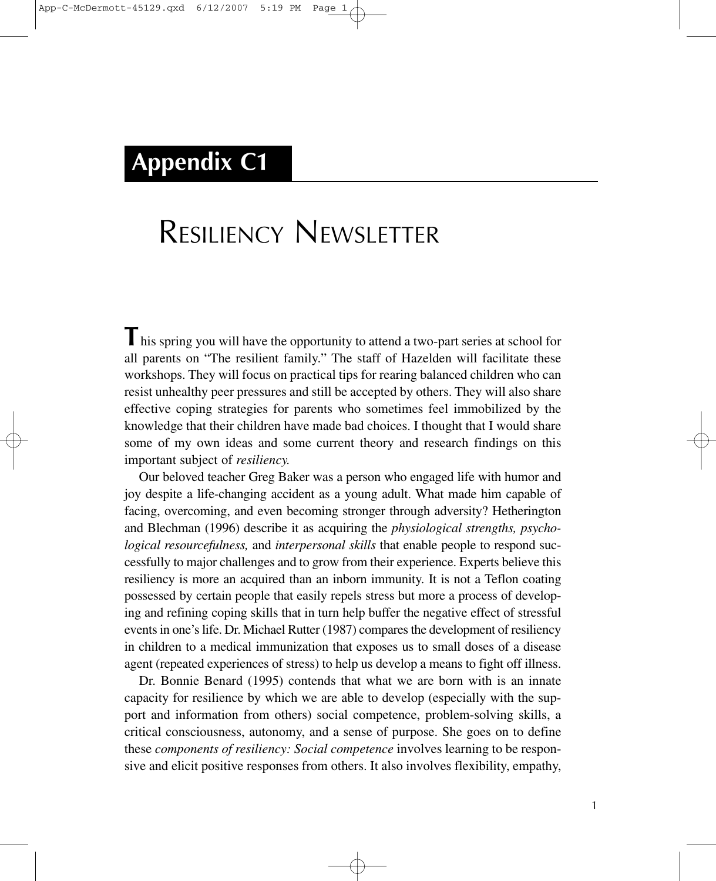# Appendix C1

## Resiliency Newsletter

This spring you will have the opportunity to attend a two-part series at school for all parents on "The resilient family." The staff of Hazelden will facilitate these workshops. They will focus on practical tips for rearing balanced children who can resist unhealthy peer pressures and still be accepted by others. They will also share effective coping strategies for parents who sometimes feel immobilized by the knowledge that their children have made bad choices. I thought that I would share some of my own ideas and some current theory and research findings on this important subject of *resiliency.*

Our beloved teacher Greg Baker was a person who engaged life with humor and joy despite a life-changing accident as a young adult. What made him capable of facing, overcoming, and even becoming stronger through adversity? Hetherington and Blechman (1996) describe it as acquiring the *physiological strengths, psychological resourcefulness,* and *interpersonal skills* that enable people to respond successfully to major challenges and to grow from their experience. Experts believe this resiliency is more an acquired than an inborn immunity. It is not a Teflon coating possessed by certain people that easily repels stress but more a process of developing and refining coping skills that in turn help buffer the negative effect of stressful events in one's life. Dr. Michael Rutter (1987) compares the development of resiliency in children to a medical immunization that exposes us to small doses of a disease agent (repeated experiences of stress) to help us develop a means to fight off illness.

Dr. Bonnie Benard (1995) contends that what we are born with is an innate capacity for resilience by which we are able to develop (especially with the support and information from others) social competence, problem-solving skills, a critical consciousness, autonomy, and a sense of purpose. She goes on to define these *components of resiliency: Social competence* involves learning to be responsive and elicit positive responses from others. It also involves flexibility, empathy,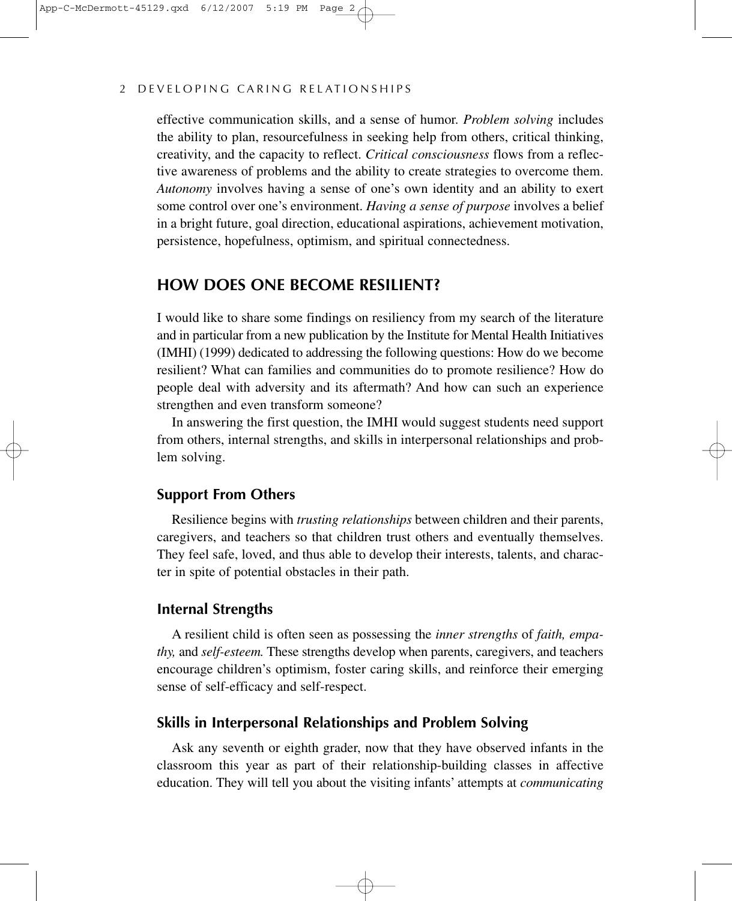effective communication skills, and a sense of humor. *Problem solving* includes the ability to plan, resourcefulness in seeking help from others, critical thinking, creativity, and the capacity to reflect. *Critical consciousness* flows from a reflective awareness of problems and the ability to create strategies to overcome them. *Autonomy* involves having a sense of one's own identity and an ability to exert some control over one's environment. *Having a sense of purpose* involves a belief in a bright future, goal direction, educational aspirations, achievement motivation, persistence, hopefulness, optimism, and spiritual connectedness.

## HOW DOES ONE BECOME RESILIENT?

I would like to share some findings on resiliency from my search of the literature and in particular from a new publication by the Institute for Mental Health Initiatives (IMHI) (1999) dedicated to addressing the following questions: How do we become resilient? What can families and communities do to promote resilience? How do people deal with adversity and its aftermath? And how can such an experience strengthen and even transform someone?

In answering the first question, the IMHI would suggest students need support from others, internal strengths, and skills in interpersonal relationships and problem solving.

### Support From Others

Resilience begins with *trusting relationships* between children and their parents, caregivers, and teachers so that children trust others and eventually themselves. They feel safe, loved, and thus able to develop their interests, talents, and character in spite of potential obstacles in their path.

### Internal Strengths

A resilient child is often seen as possessing the *inner strengths* of *faith, empathy,* and *self-esteem.* These strengths develop when parents, caregivers, and teachers encourage children's optimism, foster caring skills, and reinforce their emerging sense of self-efficacy and self-respect.

### Skills in Interpersonal Relationships and Problem Solving

Ask any seventh or eighth grader, now that they have observed infants in the classroom this year as part of their relationship-building classes in affective education. They will tell you about the visiting infants' attempts at *communicating*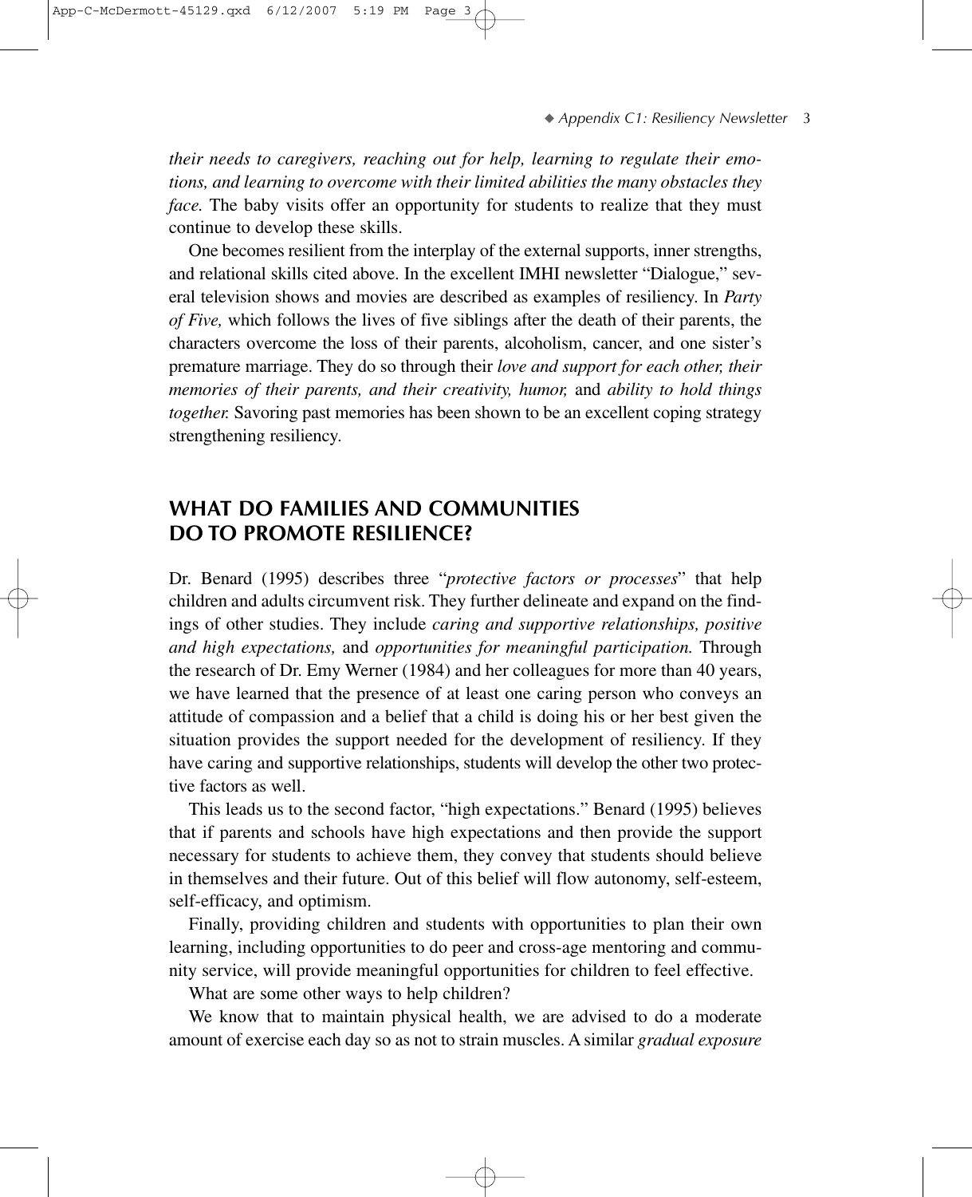*their needs to caregivers, reaching out for help, learning to regulate their emotions, and learning to overcome with their limited abilities the many obstacles they face.* The baby visits offer an opportunity for students to realize that they must continue to develop these skills.

One becomes resilient from the interplay of the external supports, inner strengths, and relational skills cited above. In the excellent IMHI newsletter "Dialogue," several television shows and movies are described as examples of resiliency. In *Party of Five,* which follows the lives of five siblings after the death of their parents, the characters overcome the loss of their parents, alcoholism, cancer, and one sister's premature marriage. They do so through their *love and support for each other, their memories of their parents, and their creativity, humor,* and *ability to hold things together.* Savoring past memories has been shown to be an excellent coping strategy strengthening resiliency.

## WHAT DO FAMILIES AND COMMUNITIES DO TO PROMOTE RESILIENCE?

Dr. Benard (1995) describes three "*protective factors or processes*" that help children and adults circumvent risk. They further delineate and expand on the findings of other studies. They include *caring and supportive relationships, positive and high expectations,* and *opportunities for meaningful participation.* Through the research of Dr. Emy Werner (1984) and her colleagues for more than 40 years, we have learned that the presence of at least one caring person who conveys an attitude of compassion and a belief that a child is doing his or her best given the situation provides the support needed for the development of resiliency. If they have caring and supportive relationships, students will develop the other two protective factors as well.

This leads us to the second factor, "high expectations." Benard (1995) believes that if parents and schools have high expectations and then provide the support necessary for students to achieve them, they convey that students should believe in themselves and their future. Out of this belief will flow autonomy, self-esteem, self-efficacy, and optimism.

Finally, providing children and students with opportunities to plan their own learning, including opportunities to do peer and cross-age mentoring and community service, will provide meaningful opportunities for children to feel effective.

What are some other ways to help children?

We know that to maintain physical health, we are advised to do a moderate amount of exercise each day so as not to strain muscles. A similar *gradual exposure*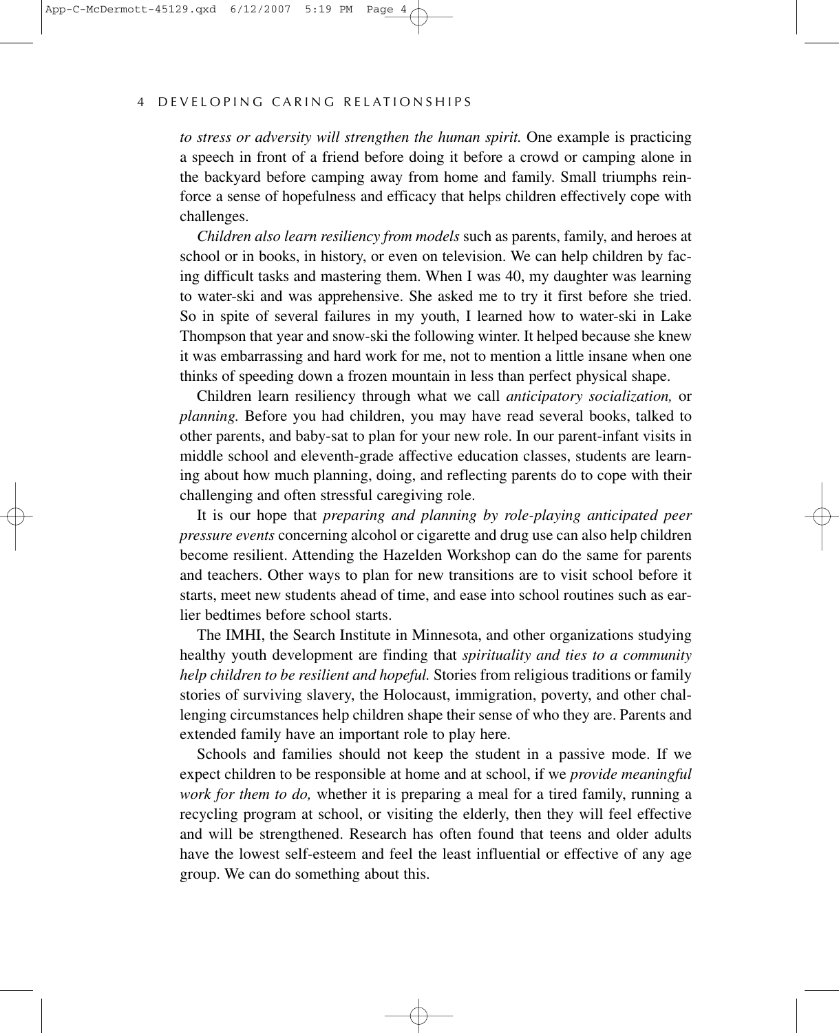*to stress or adversity will strengthen the human spirit.* One example is practicing a speech in front of a friend before doing it before a crowd or camping alone in the backyard before camping away from home and family. Small triumphs reinforce a sense of hopefulness and efficacy that helps children effectively cope with challenges.

*Children also learn resiliency from models* such as parents, family, and heroes at school or in books, in history, or even on television. We can help children by facing difficult tasks and mastering them. When I was 40, my daughter was learning to water-ski and was apprehensive. She asked me to try it first before she tried. So in spite of several failures in my youth, I learned how to water-ski in Lake Thompson that year and snow-ski the following winter. It helped because she knew it was embarrassing and hard work for me, not to mention a little insane when one thinks of speeding down a frozen mountain in less than perfect physical shape.

Children learn resiliency through what we call *anticipatory socialization,* or *planning.* Before you had children, you may have read several books, talked to other parents, and baby-sat to plan for your new role. In our parent-infant visits in middle school and eleventh-grade affective education classes, students are learning about how much planning, doing, and reflecting parents do to cope with their challenging and often stressful caregiving role.

It is our hope that *preparing and planning by role-playing anticipated peer pressure events* concerning alcohol or cigarette and drug use can also help children become resilient. Attending the Hazelden Workshop can do the same for parents and teachers. Other ways to plan for new transitions are to visit school before it starts, meet new students ahead of time, and ease into school routines such as earlier bedtimes before school starts.

The IMHI, the Search Institute in Minnesota, and other organizations studying healthy youth development are finding that *spirituality and ties to a community help children to be resilient and hopeful.* Stories from religious traditions or family stories of surviving slavery, the Holocaust, immigration, poverty, and other challenging circumstances help children shape their sense of who they are. Parents and extended family have an important role to play here.

Schools and families should not keep the student in a passive mode. If we expect children to be responsible at home and at school, if we *provide meaningful work for them to do,* whether it is preparing a meal for a tired family, running a recycling program at school, or visiting the elderly, then they will feel effective and will be strengthened. Research has often found that teens and older adults have the lowest self-esteem and feel the least influential or effective of any age group. We can do something about this.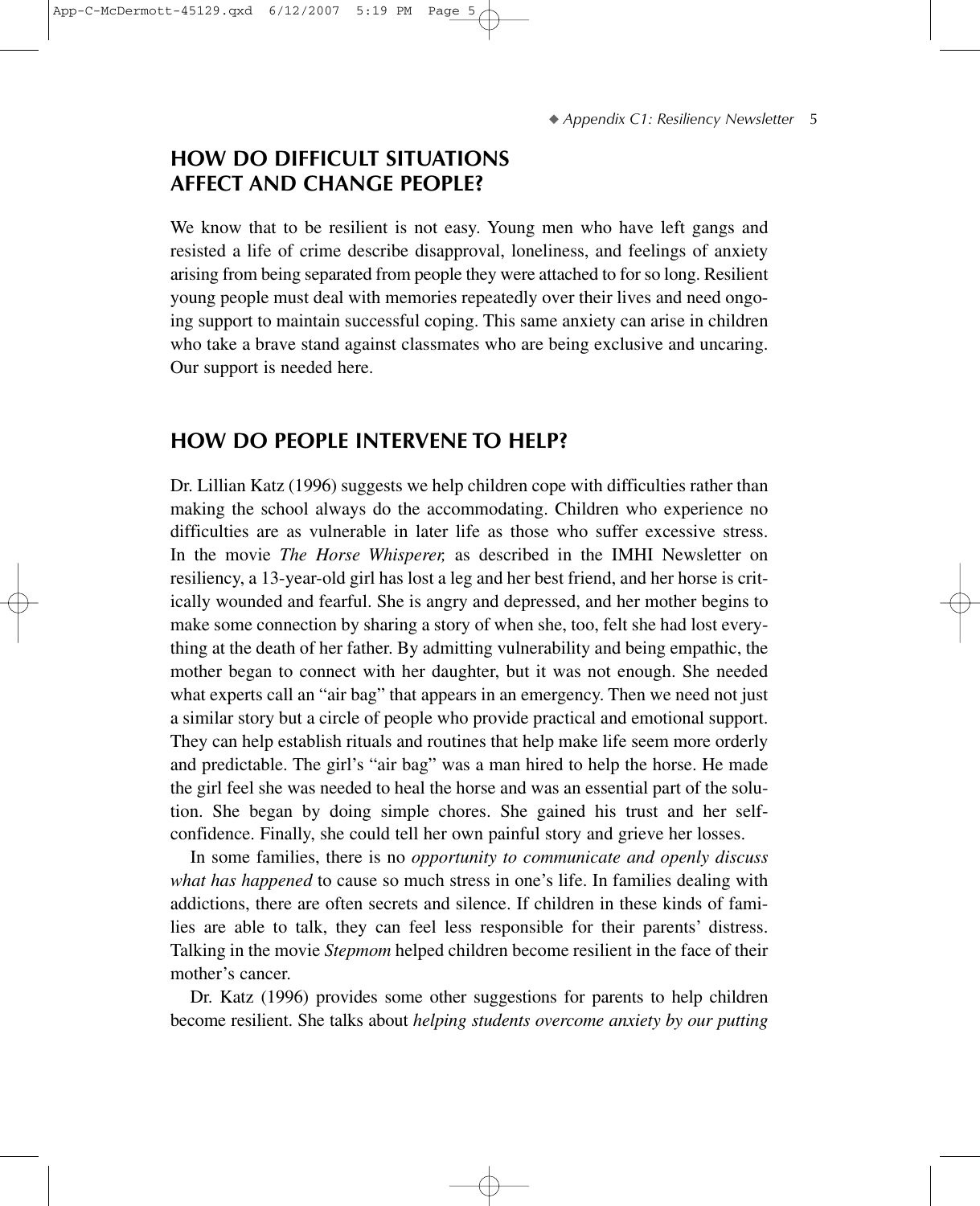## HOW DO DIFFICULT SITUATIONS AFFECT AND CHANGE PEOPLE?

We know that to be resilient is not easy. Young men who have left gangs and resisted a life of crime describe disapproval, loneliness, and feelings of anxiety arising from being separated from people they were attached to for so long. Resilient young people must deal with memories repeatedly over their lives and need ongoing support to maintain successful coping. This same anxiety can arise in children who take a brave stand against classmates who are being exclusive and uncaring. Our support is needed here.

## HOW DO PEOPLE INTERVENE TO HELP?

Dr. Lillian Katz (1996) suggests we help children cope with difficulties rather than making the school always do the accommodating. Children who experience no difficulties are as vulnerable in later life as those who suffer excessive stress. In the movie *The Horse Whisperer,* as described in the IMHI Newsletter on resiliency, a 13-year-old girl has lost a leg and her best friend, and her horse is critically wounded and fearful. She is angry and depressed, and her mother begins to make some connection by sharing a story of when she, too, felt she had lost everything at the death of her father. By admitting vulnerability and being empathic, the mother began to connect with her daughter, but it was not enough. She needed what experts call an "air bag" that appears in an emergency. Then we need not just a similar story but a circle of people who provide practical and emotional support. They can help establish rituals and routines that help make life seem more orderly and predictable. The girl's "air bag" was a man hired to help the horse. He made the girl feel she was needed to heal the horse and was an essential part of the solution. She began by doing simple chores. She gained his trust and her self-confidence. Finally, she could tell her own painful story and grieve her losses.

In some families, there is no *opportunity to communicate and openly discuss what has happened* to cause so much stress in one's life. In families dealing with addictions, there are often secrets and silence. If children in these kinds of families are able to talk, they can feel less responsible for their parents' distress. Talking in the movie *Stepmom* helped children become resilient in the face of their mother's cancer.

Dr. Katz (1996) provides some other suggestions for parents to help children become resilient. She talks about *helping students overcome anxiety by our putting*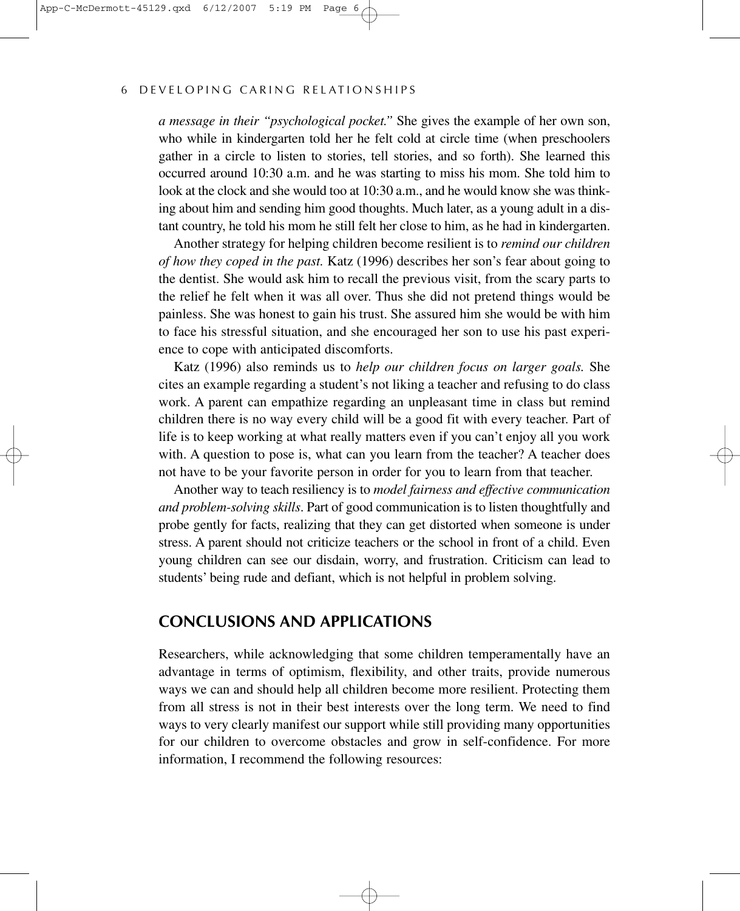*a message in their "psychological pocket."* She gives the example of her own son, who while in kindergarten told her he felt cold at circle time (when preschoolers gather in a circle to listen to stories, tell stories, and so forth). She learned this occurred around 10:30 a.m. and he was starting to miss his mom. She told him to look at the clock and she would too at 10:30 a.m., and he would know she was thinking about him and sending him good thoughts. Much later, as a young adult in a distant country, he told his mom he still felt her close to him, as he had in kindergarten.

Another strategy for helping children become resilient is to *remind our children of how they coped in the past.* Katz (1996) describes her son's fear about going to the dentist. She would ask him to recall the previous visit, from the scary parts to the relief he felt when it was all over. Thus she did not pretend things would be painless. She was honest to gain his trust. She assured him she would be with him to face his stressful situation, and she encouraged her son to use his past experience to cope with anticipated discomforts.

Katz (1996) also reminds us to *help our children focus on larger goals.* She cites an example regarding a student's not liking a teacher and refusing to do class work. A parent can empathize regarding an unpleasant time in class but remind children there is no way every child will be a good fit with every teacher. Part of life is to keep working at what really matters even if you can't enjoy all you work with. A question to pose is, what can you learn from the teacher? A teacher does not have to be your favorite person in order for you to learn from that teacher.

Another way to teach resiliency is to *model fairness and effective communication and problem-solving skills*. Part of good communication is to listen thoughtfully and probe gently for facts, realizing that they can get distorted when someone is under stress. A parent should not criticize teachers or the school in front of a child. Even young children can see our disdain, worry, and frustration. Criticism can lead to students' being rude and defiant, which is not helpful in problem solving.

## CONCLUSIONS AND APPLICATIONS

Researchers, while acknowledging that some children temperamentally have an advantage in terms of optimism, flexibility, and other traits, provide numerous ways we can and should help all children become more resilient. Protecting them from all stress is not in their best interests over the long term. We need to find ways to very clearly manifest our support while still providing many opportunities for our children to overcome obstacles and grow in self-confidence. For more information, I recommend the following resources: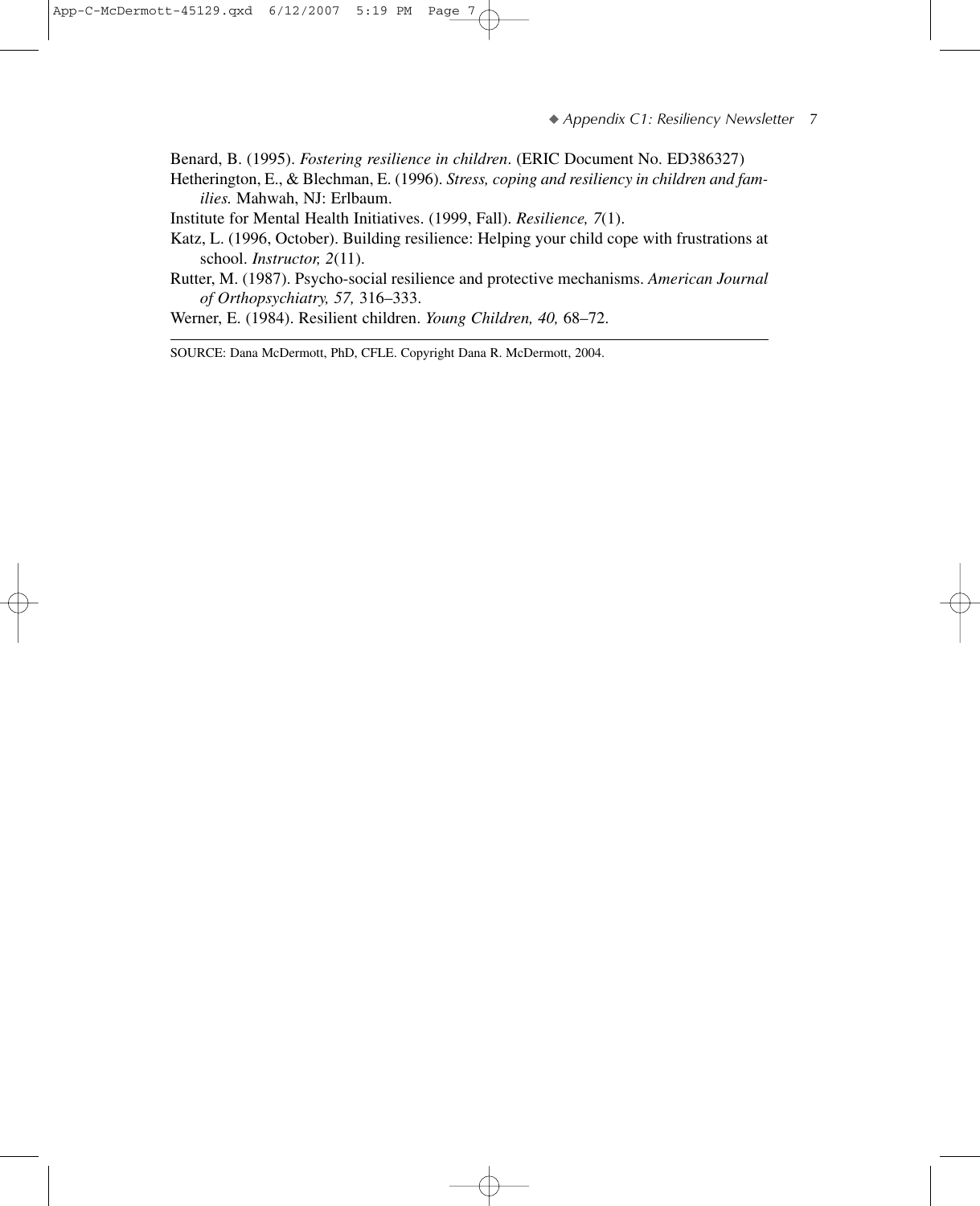Benard, B. (1995). *Fostering resilience in children*. (ERIC Document No. ED386327)

Hetherington, E., & Blechman, E. (1996). *Stress, coping and resiliency in children and families.* Mahwah, NJ: Erlbaum.

Institute for Mental Health Initiatives. (1999, Fall). *Resilience, 7*(1).

Katz, L. (1996, October). Building resilience: Helping your child cope with frustrations at school. *Instructor, 2*(11).

Rutter, M. (1987). Psycho-social resilience and protective mechanisms. *American Journal of Orthopsychiatry, 57,* 316–333.

Werner, E. (1984). Resilient children. *Young Children, 40,* 68–72.

---

SOURCE: Dana McDermott, PhD, CFLE. Copyright Dana R. McDermott, 2004.